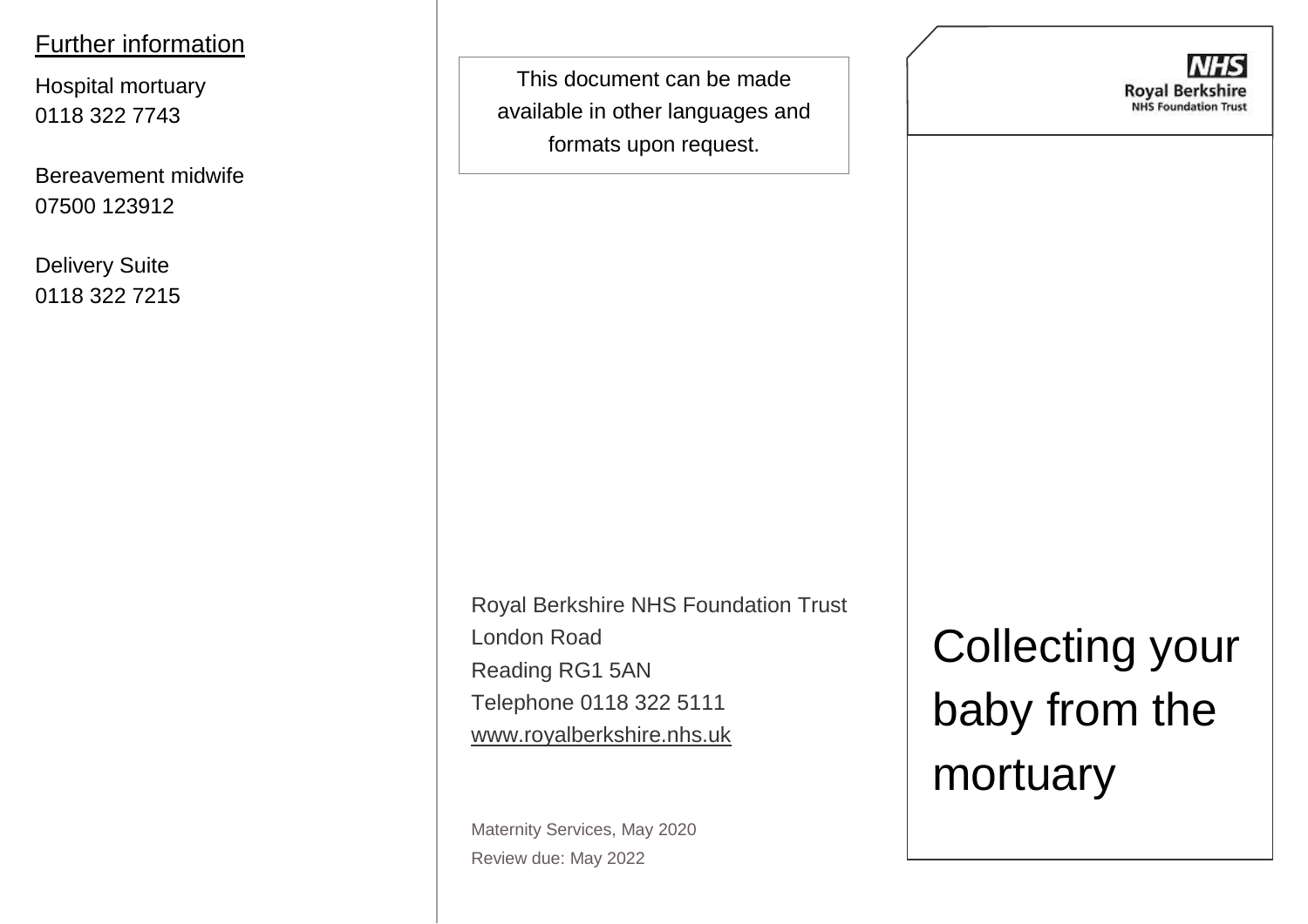# Collecting your baby from the mortuary

Royal Berkshire NHS Foundation Trust

## Further information

Hospital mortuary
0118 322 7743

Bereavement midwife
07500 123912

Delivery Suite
0118 322 7215

This document can be made available in other languages and formats upon request.

Royal Berkshire NHS Foundation Trust
London Road
Reading RG1 5AN
Telephone 0118 322 5111
www.royalberkshire.nhs.uk

Maternity Services, May 2020
Review due: May 2022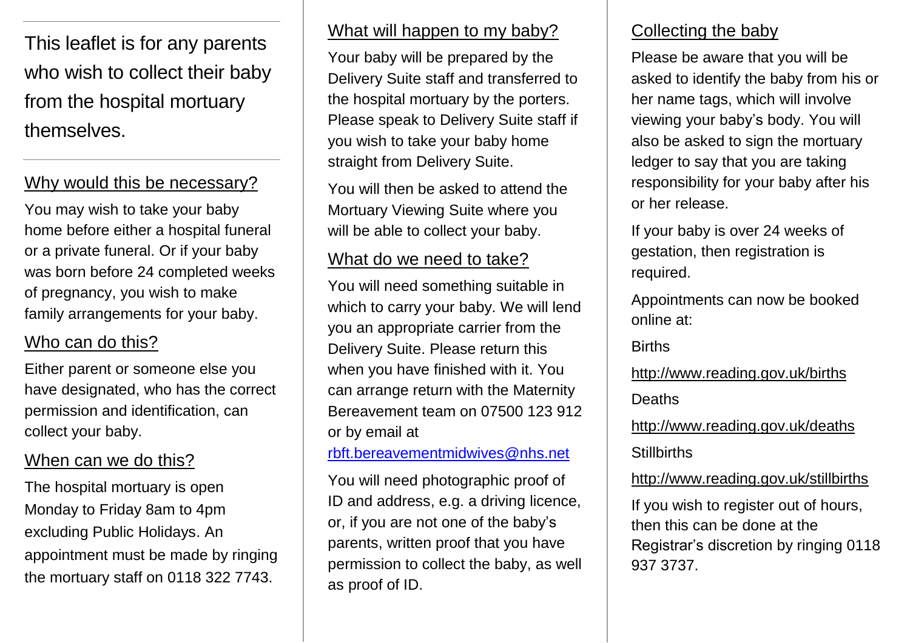This leaflet is for any parents who wish to collect their baby from the hospital mortuary themselves.

## Why would this be necessary?

You may wish to take your baby home before either a hospital funeral or a private funeral. Or if your baby was born before 24 completed weeks of pregnancy, you wish to make family arrangements for your baby.

## Who can do this?

Either parent or someone else you have designated, who has the correct permission and identification, can collect your baby.

## When can we do this?

The hospital mortuary is open Monday to Friday 8am to 4pm excluding Public Holidays. An appointment must be made by ringing the mortuary staff on 0118 322 7743.

## What will happen to my baby?

Your baby will be prepared by the Delivery Suite staff and transferred to the hospital mortuary by the porters. Please speak to Delivery Suite staff if you wish to take your baby home straight from Delivery Suite.

You will then be asked to attend the Mortuary Viewing Suite where you will be able to collect your baby.

## What do we need to take?

You will need something suitable in which to carry your baby. We will lend you an appropriate carrier from the Delivery Suite. Please return this when you have finished with it. You can arrange return with the Maternity Bereavement team on 07500 123 912 or by email at rbft.bereavementmidwives@nhs.net

You will need photographic proof of ID and address, e.g. a driving licence, or, if you are not one of the baby's parents, written proof that you have permission to collect the baby, as well as proof of ID.

## Collecting the baby

Please be aware that you will be asked to identify the baby from his or her name tags, which will involve viewing your baby's body. You will also be asked to sign the mortuary ledger to say that you are taking responsibility for your baby after his or her release.

If your baby is over 24 weeks of gestation, then registration is required.

Appointments can now be booked online at:

Births

http://www.reading.gov.uk/births

Deaths

http://www.reading.gov.uk/deaths

Stillbirths

http://www.reading.gov.uk/stillbirths

If you wish to register out of hours, then this can be done at the Registrar's discretion by ringing 0118 937 3737.